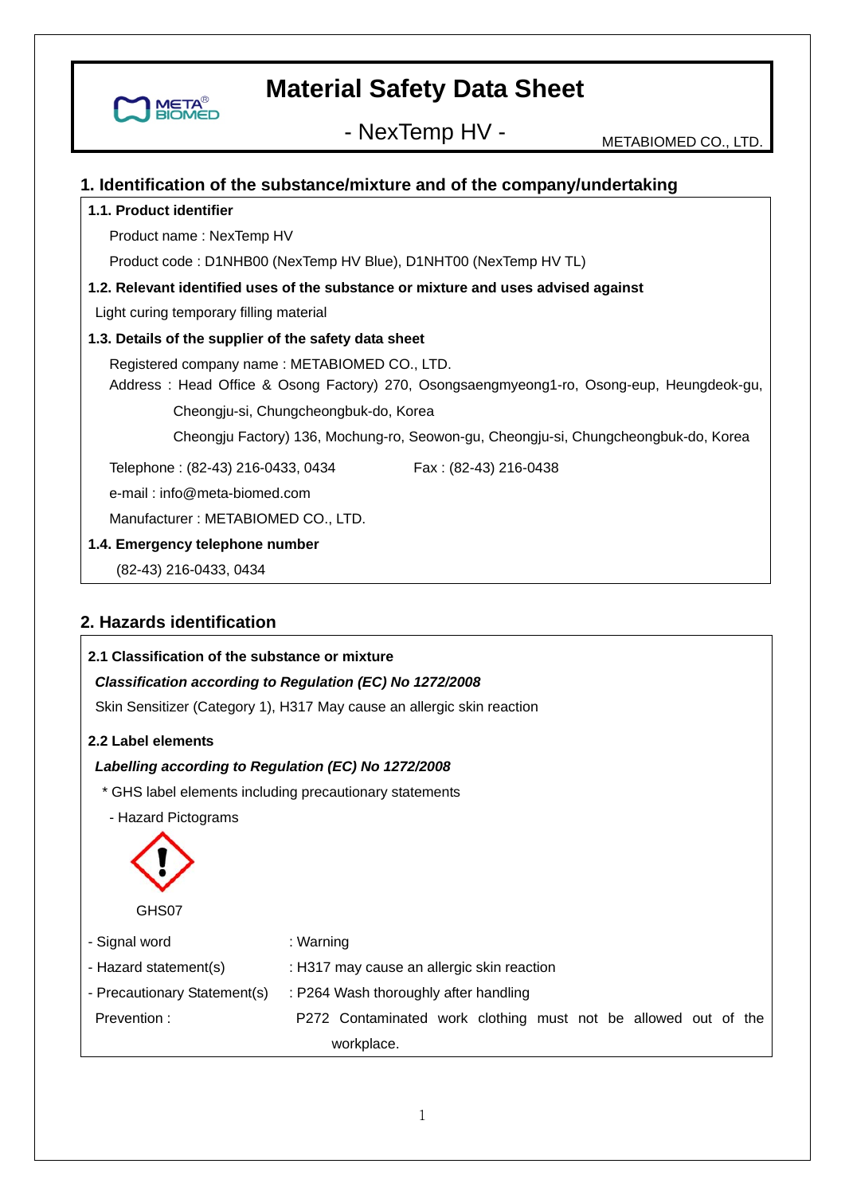# Material Safety Data Sheet

## - NexTemp HV -

METABIOMED CO., LTD.

## 1. Identification of the substance/mixture and of the company/undertaking

**1.1. Product identifier**

Product name : NexTemp HV

Product code : D1NHB00 (NexTemp HV Blue), D1NHT00 (NexTemp HV TL)

**1.2. Relevant identified uses of the substance or mixture and uses advised against**

Light curing temporary filling material

**1.3. Details of the supplier of the safety data sheet**

Registered company name : METABIOMED CO., LTD.

Address : Head Office & Osong Factory) 270, Osongsaengmyeong1-ro, Osong-eup, Heungdeok-gu, Cheongju-si, Chungcheongbuk-do, Korea

Cheongju Factory) 136, Mochung-ro, Seowon-gu, Cheongju-si, Chungcheongbuk-do, Korea

Telephone : (82-43) 216-0433, 0434    Fax : (82-43) 216-0438

e-mail : info@meta-biomed.com

Manufacturer : METABIOMED CO., LTD.

**1.4. Emergency telephone number**

(82-43) 216-0433, 0434

## 2. Hazards identification

**2.1 Classification of the substance or mixture**

***Classification according to Regulation (EC) No 1272/2008***

Skin Sensitizer (Category 1), H317 May cause an allergic skin reaction

**2.2 Label elements**

***Labelling according to Regulation (EC) No 1272/2008***

* GHS label elements including precautionary statements

- Hazard Pictograms

GHS07

- Signal word : Warning
- Hazard statement(s) : H317 may cause an allergic skin reaction
- Precautionary Statement(s) : P264 Wash thoroughly after handling

Prevention : P272 Contaminated work clothing must not be allowed out of the workplace.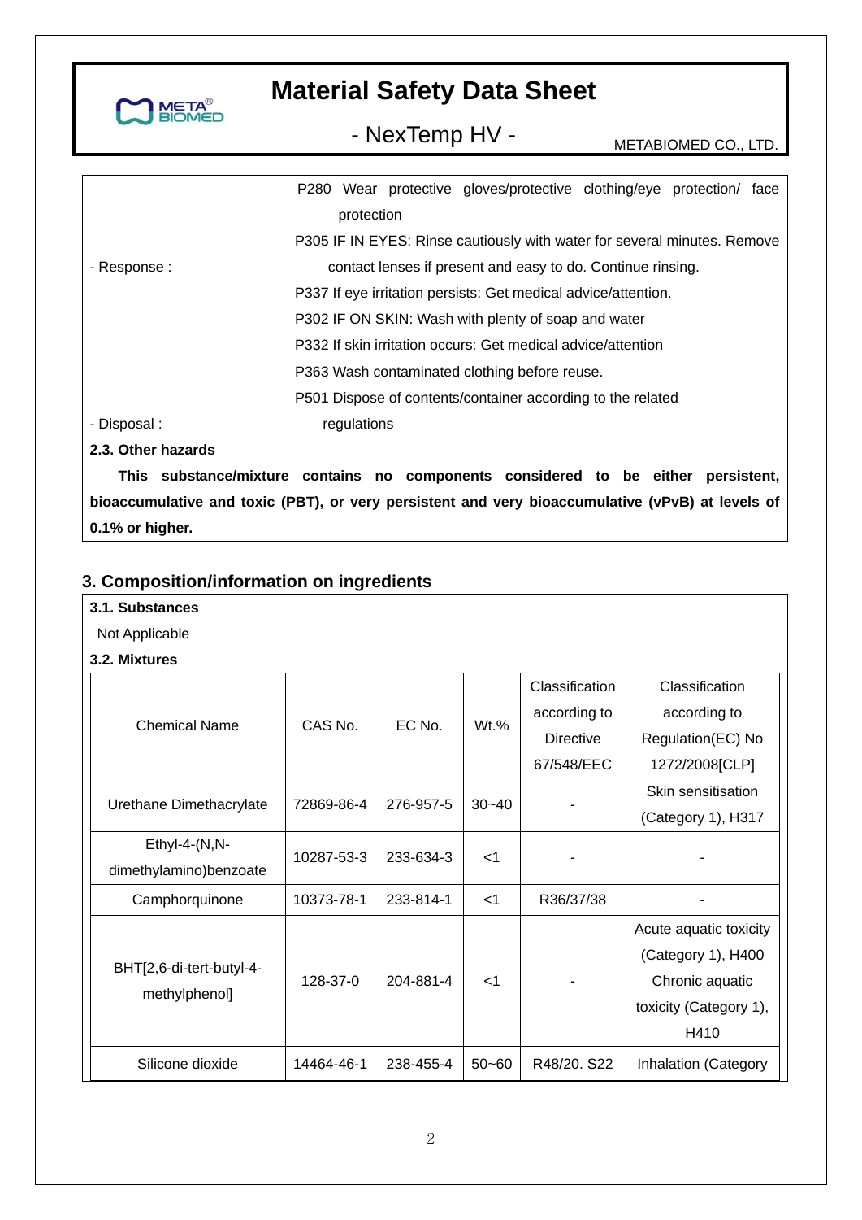| | |
|---|---|
| | P280 Wear protective gloves/protective clothing/eye protection/ face protection |
| - Response : | P305 IF IN EYES: Rinse cautiously with water for several minutes. Remove contact lenses if present and easy to do. Continue rinsing. |
| | P337 If eye irritation persists: Get medical advice/attention. |
| | P302 IF ON SKIN: Wash with plenty of soap and water |
| | P332 If skin irritation occurs: Get medical advice/attention |
| | P363 Wash contaminated clothing before reuse. |
| - Disposal : | P501 Dispose of contents/container according to the related regulations |

**2.3. Other hazards**

**This substance/mixture contains no components considered to be either persistent, bioaccumulative and toxic (PBT), or very persistent and very bioaccumulative (vPvB) at levels of 0.1% or higher.**

## 3. Composition/information on ingredients

**3.1. Substances**

Not Applicable

**3.2. Mixtures**

| Chemical Name | CAS No. | EC No. | Wt.% | Classification according to Directive 67/548/EEC | Classification according to Regulation(EC) No 1272/2008[CLP] |
|---|---|---|---|---|---|
| Urethane Dimethacrylate | 72869-86-4 | 276-957-5 | 30~40 | - | Skin sensitisation (Category 1), H317 |
| Ethyl-4-(N,N-dimethylamino)benzoate | 10287-53-3 | 233-634-3 | <1 | - | - |
| Camphorquinone | 10373-78-1 | 233-814-1 | <1 | R36/37/38 | - |
| BHT[2,6-di-tert-butyl-4-methylphenol] | 128-37-0 | 204-881-4 | <1 | - | Acute aquatic toxicity (Category 1), H400 Chronic aquatic toxicity (Category 1), H410 |
| Silicone dioxide | 14464-46-1 | 238-455-4 | 50~60 | R48/20. S22 | Inhalation (Category |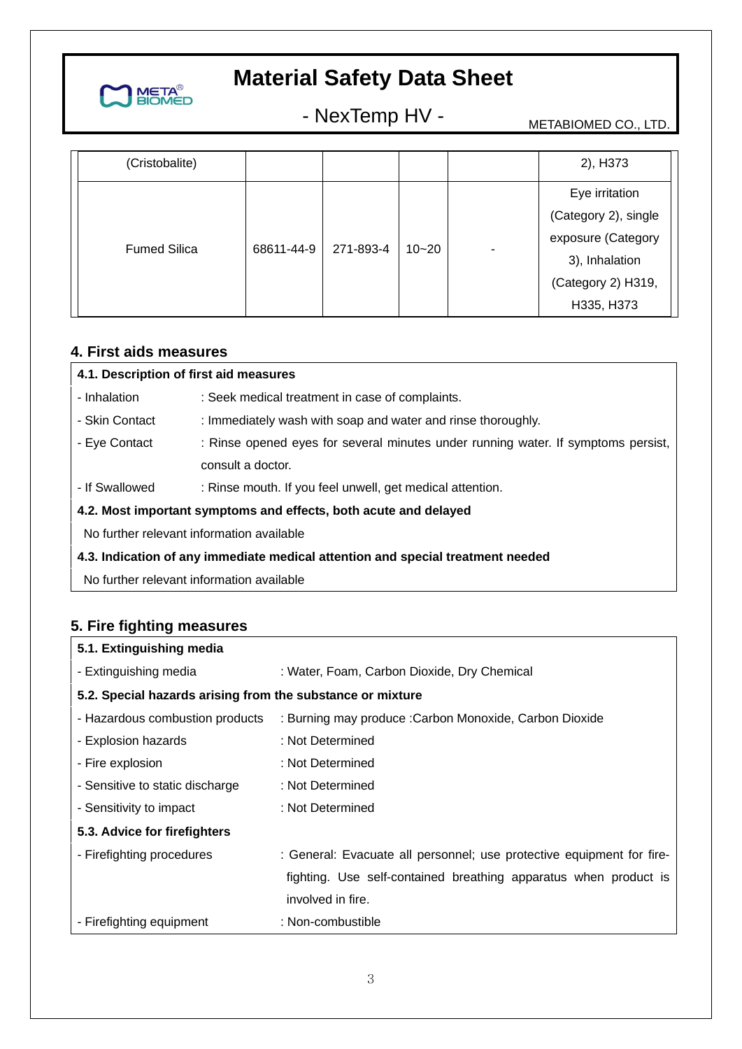| (Cristobalite) | | | | | 2), H373 |
|---|---|---|---|---|---|
| Fumed Silica | 68611-44-9 | 271-893-4 | 10~20 | - | Eye irritation (Category 2), single exposure (Category 3), Inhalation (Category 2) H319, H335, H373 |

## 4. First aids measures

**4.1. Description of first aid measures**

- Inhalation : Seek medical treatment in case of complaints.
- Skin Contact : Immediately wash with soap and water and rinse thoroughly.
- Eye Contact : Rinse opened eyes for several minutes under running water. If symptoms persist, consult a doctor.
- If Swallowed : Rinse mouth. If you feel unwell, get medical attention.

**4.2. Most important symptoms and effects, both acute and delayed**

No further relevant information available

**4.3. Indication of any immediate medical attention and special treatment needed**

No further relevant information available

## 5. Fire fighting measures

**5.1. Extinguishing media**

- Extinguishing media : Water, Foam, Carbon Dioxide, Dry Chemical

**5.2. Special hazards arising from the substance or mixture**

- Hazardous combustion products : Burning may produce :Carbon Monoxide, Carbon Dioxide
- Explosion hazards : Not Determined
- Fire explosion : Not Determined
- Sensitive to static discharge : Not Determined
- Sensitivity to impact : Not Determined

**5.3. Advice for firefighters**

- Firefighting procedures : General: Evacuate all personnel; use protective equipment for fire-fighting. Use self-contained breathing apparatus when product is involved in fire.
- Firefighting equipment : Non-combustible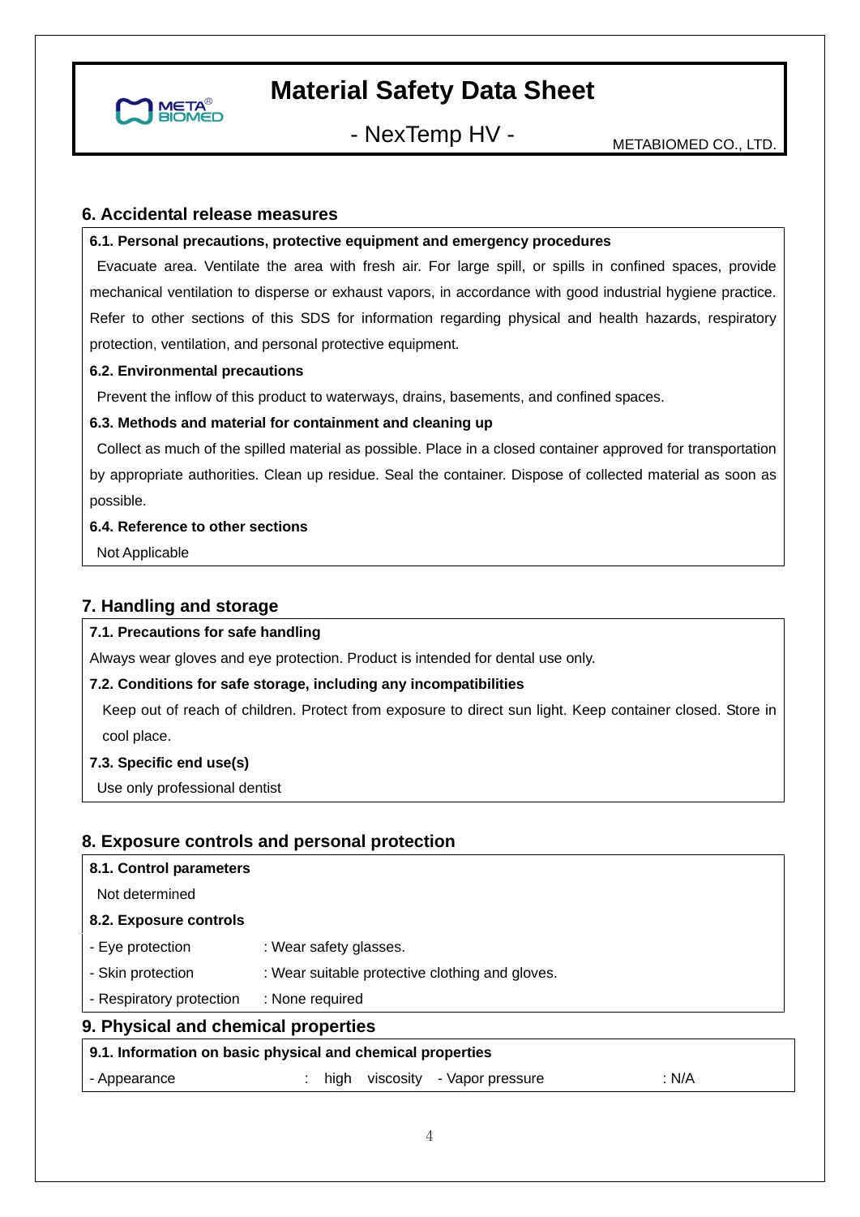## 6. Accidental release measures

**6.1. Personal precautions, protective equipment and emergency procedures**

Evacuate area. Ventilate the area with fresh air. For large spill, or spills in confined spaces, provide mechanical ventilation to disperse or exhaust vapors, in accordance with good industrial hygiene practice. Refer to other sections of this SDS for information regarding physical and health hazards, respiratory protection, ventilation, and personal protective equipment.

**6.2. Environmental precautions**

Prevent the inflow of this product to waterways, drains, basements, and confined spaces.

**6.3. Methods and material for containment and cleaning up**

Collect as much of the spilled material as possible. Place in a closed container approved for transportation by appropriate authorities. Clean up residue. Seal the container. Dispose of collected material as soon as possible.

**6.4. Reference to other sections**

Not Applicable

## 7. Handling and storage

**7.1. Precautions for safe handling**

Always wear gloves and eye protection. Product is intended for dental use only.

**7.2. Conditions for safe storage, including any incompatibilities**

Keep out of reach of children. Protect from exposure to direct sun light. Keep container closed. Store in cool place.

**7.3. Specific end use(s)**

Use only professional dentist

## 8. Exposure controls and personal protection

**8.1. Control parameters**

Not determined

**8.2. Exposure controls**

- Eye protection : Wear safety glasses.
- Skin protection : Wear suitable protective clothing and gloves.
- Respiratory protection : None required

## 9. Physical and chemical properties

**9.1. Information on basic physical and chemical properties**

- Appearance : high viscosity
- Vapor pressure : N/A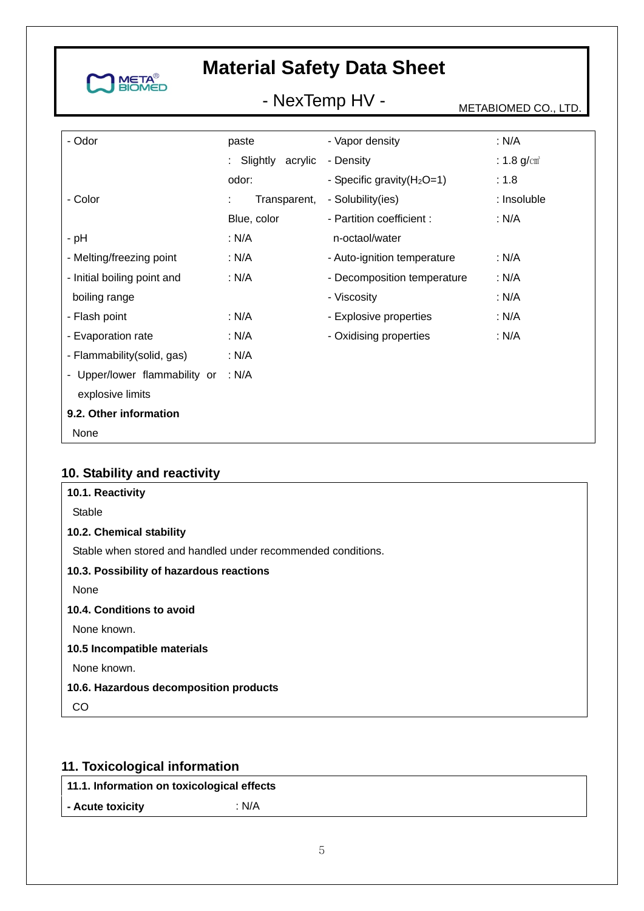| | | | |
|---|---|---|---|
| - Odor | paste<br>: Slightly acrylic odor: | - Vapor density | : N/A |
| | | - Density | : 1.8 g/㎤ |
| | | - Specific gravity($H_2O$=1) | : 1.8 |
| - Color | : Transparent, Blue, color | - Solubility(ies) | : Insoluble |
| | | - Partition coefficient : n-octaol/water | : N/A |
| - pH | : N/A | | |
| - Melting/freezing point | : N/A | - Auto-ignition temperature | : N/A |
| - Initial boiling point and boiling range | : N/A | - Decomposition temperature | : N/A |
| | | - Viscosity | : N/A |
| - Flash point | : N/A | - Explosive properties | : N/A |
| - Evaporation rate | : N/A | - Oxidising properties | : N/A |
| - Flammability(solid, gas) | : N/A | | |
| - Upper/lower flammability or explosive limits | : N/A | | |

**9.2. Other information**

None

## 10. Stability and reactivity

**10.1. Reactivity**

Stable

**10.2. Chemical stability**

Stable when stored and handled under recommended conditions.

**10.3. Possibility of hazardous reactions**

None

**10.4. Conditions to avoid**

None known.

**10.5 Incompatible materials**

None known.

**10.6. Hazardous decomposition products**

CO

## 11. Toxicological information

**11.1. Information on toxicological effects**

**- Acute toxicity** : N/A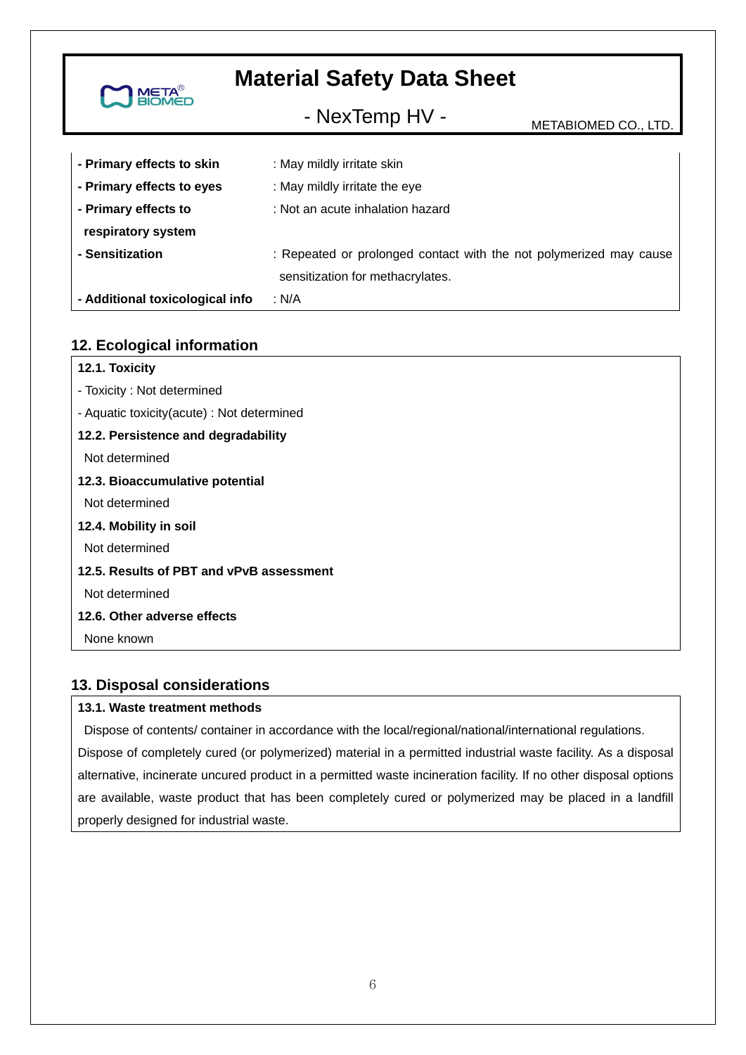| | |
|---|---|
| **- Primary effects to skin** | : May mildly irritate skin |
| **- Primary effects to eyes** | : May mildly irritate the eye |
| **- Primary effects to respiratory system** | : Not an acute inhalation hazard |
| **- Sensitization** | : Repeated or prolonged contact with the not polymerized may cause sensitization for methacrylates. |
| **- Additional toxicological info** | : N/A |

## 12. Ecological information

**12.1. Toxicity**

- Toxicity : Not determined
- Aquatic toxicity(acute) : Not determined

**12.2. Persistence and degradability**

Not determined

**12.3. Bioaccumulative potential**

Not determined

**12.4. Mobility in soil**

Not determined

**12.5. Results of PBT and vPvB assessment**

Not determined

**12.6. Other adverse effects**

None known

## 13. Disposal considerations

**13.1. Waste treatment methods**

Dispose of contents/ container in accordance with the local/regional/national/international regulations. Dispose of completely cured (or polymerized) material in a permitted industrial waste facility. As a disposal alternative, incinerate uncured product in a permitted waste incineration facility. If no other disposal options are available, waste product that has been completely cured or polymerized may be placed in a landfill properly designed for industrial waste.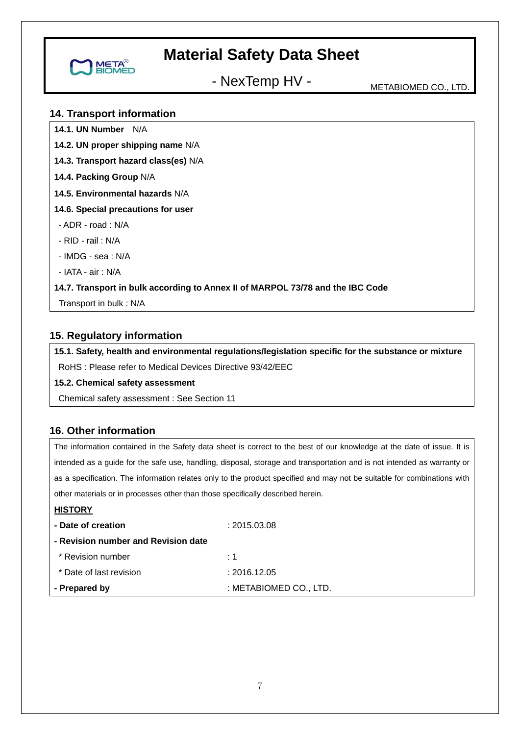## 14. Transport information

**14.1. UN Number** N/A

**14.2. UN proper shipping name** N/A

**14.3. Transport hazard class(es)** N/A

**14.4. Packing Group** N/A

**14.5. Environmental hazards** N/A

**14.6. Special precautions for user**

- ADR - road : N/A
- RID - rail : N/A
- IMDG - sea : N/A
- IATA - air : N/A

**14.7. Transport in bulk according to Annex II of MARPOL 73/78 and the IBC Code**

Transport in bulk : N/A

## 15. Regulatory information

**15.1. Safety, health and environmental regulations/legislation specific for the substance or mixture**

RoHS : Please refer to Medical Devices Directive 93/42/EEC

**15.2. Chemical safety assessment**

Chemical safety assessment : See Section 11

## 16. Other information

The information contained in the Safety data sheet is correct to the best of our knowledge at the date of issue. It is intended as a guide for the safe use, handling, disposal, storage and transportation and is not intended as warranty or as a specification. The information relates only to the product specified and may not be suitable for combinations with other materials or in processes other than those specifically described herein.

**HISTORY**

| | |
|---|---|
| **- Date of creation** | : 2015.03.08 |
| **- Revision number and Revision date** | |
| * Revision number | : 1 |
| * Date of last revision | : 2016.12.05 |
| **- Prepared by** | : METABIOMED CO., LTD. |